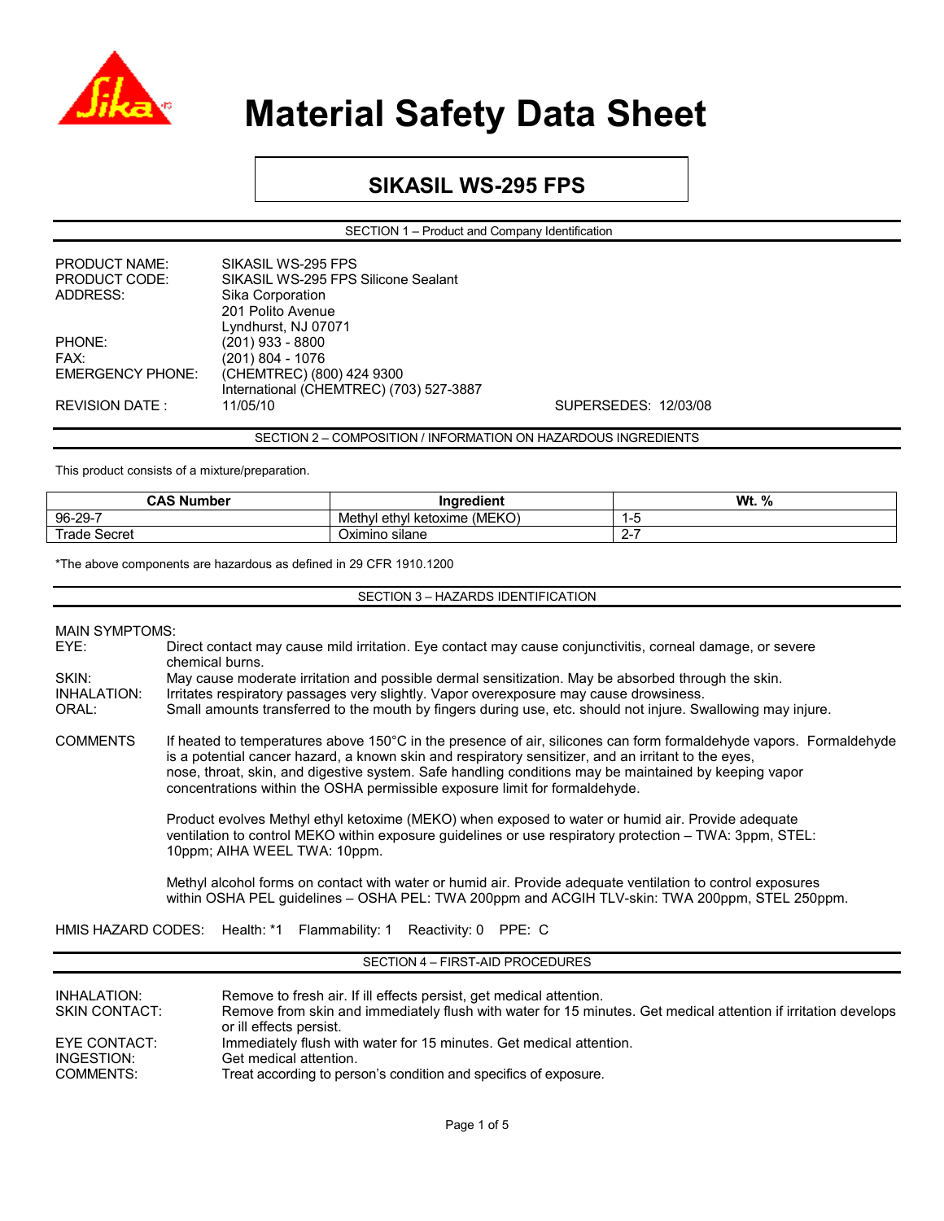# Material Safety Data Sheet

## SIKASIL WS-295 FPS

### SECTION 1 – Product and Company Identification

PRODUCT NAME: SIKASIL WS-295 FPS
PRODUCT CODE: SIKASIL WS-295 FPS Silicone Sealant
ADDRESS: Sika Corporation
201 Polito Avenue
Lyndhurst, NJ 07071
PHONE: (201) 933 - 8800
FAX: (201) 804 - 1076
EMERGENCY PHONE: (CHEMTREC) (800) 424 9300
International (CHEMTREC) (703) 527-3887
REVISION DATE : 11/05/10 SUPERSEDES: 12/03/08

### SECTION 2 – COMPOSITION / INFORMATION ON HAZARDOUS INGREDIENTS

This product consists of a mixture/preparation.

| CAS Number | Ingredient | Wt. % |
|---|---|---|
| 96-29-7 | Methyl ethyl ketoxime (MEKO) | 1-5 |
| Trade Secret | Oximino silane | 2-7 |

*The above components are hazardous as defined in 29 CFR 1910.1200

### SECTION 3 – HAZARDS IDENTIFICATION

MAIN SYMPTOMS:

EYE: Direct contact may cause mild irritation. Eye contact may cause conjunctivitis, corneal damage, or severe chemical burns.

SKIN: May cause moderate irritation and possible dermal sensitization. May be absorbed through the skin.

INHALATION: Irritates respiratory passages very slightly. Vapor overexposure may cause drowsiness.

ORAL: Small amounts transferred to the mouth by fingers during use, etc. should not injure. Swallowing may injure.

COMMENTS If heated to temperatures above 150°C in the presence of air, silicones can form formaldehyde vapors. Formaldehyde is a potential cancer hazard, a known skin and respiratory sensitizer, and an irritant to the eyes, nose, throat, skin, and digestive system. Safe handling conditions may be maintained by keeping vapor concentrations within the OSHA permissible exposure limit for formaldehyde.

Product evolves Methyl ethyl ketoxime (MEKO) when exposed to water or humid air. Provide adequate ventilation to control MEKO within exposure guidelines or use respiratory protection – TWA: 3ppm, STEL: 10ppm; AIHA WEEL TWA: 10ppm.

Methyl alcohol forms on contact with water or humid air. Provide adequate ventilation to control exposures within OSHA PEL guidelines – OSHA PEL: TWA 200ppm and ACGIH TLV-skin: TWA 200ppm, STEL 250ppm.

HMIS HAZARD CODES: Health: *1 Flammability: 1 Reactivity: 0 PPE: C

### SECTION 4 – FIRST-AID PROCEDURES

INHALATION: Remove to fresh air. If ill effects persist, get medical attention.

SKIN CONTACT: Remove from skin and immediately flush with water for 15 minutes. Get medical attention if irritation develops or ill effects persist.

EYE CONTACT: Immediately flush with water for 15 minutes. Get medical attention.

INGESTION: Get medical attention.

COMMENTS: Treat according to person's condition and specifics of exposure.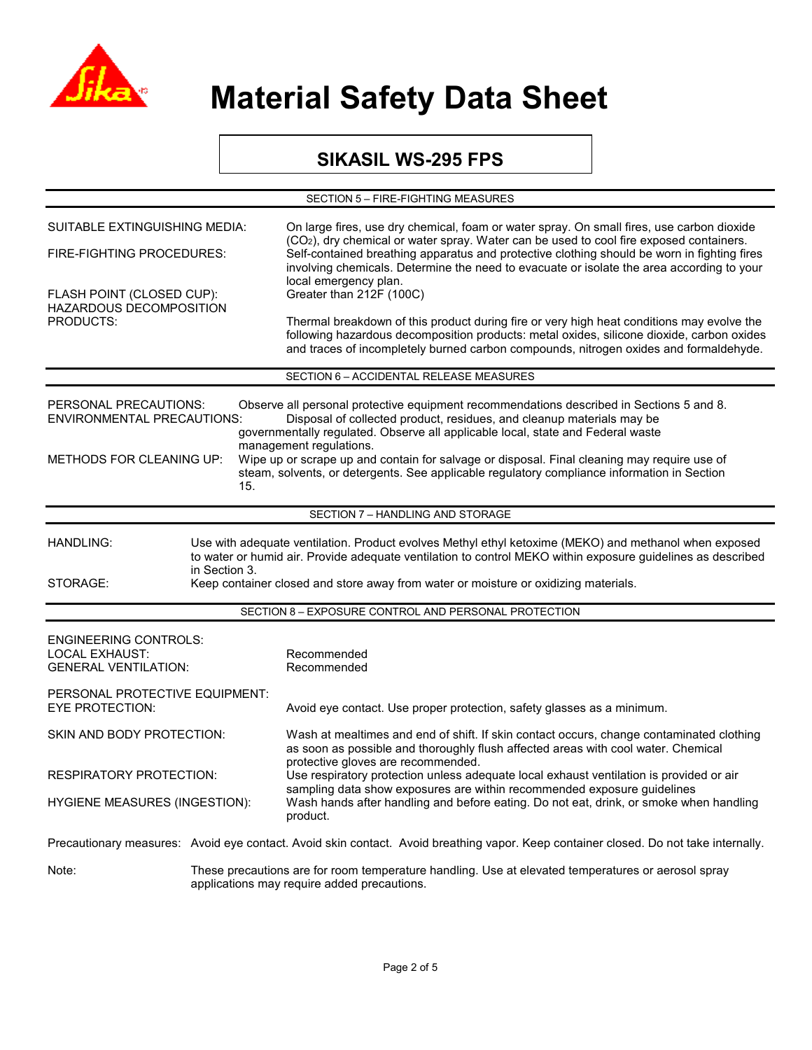# Material Safety Data Sheet

## SIKASIL WS-295 FPS

### SECTION 5 – FIRE-FIGHTING MEASURES

**SUITABLE EXTINGUISHING MEDIA:** On large fires, use dry chemical, foam or water spray. On small fires, use carbon dioxide ($CO_2$), dry chemical or water spray. Water can be used to cool fire exposed containers.

**FIRE-FIGHTING PROCEDURES:** Self-contained breathing apparatus and protective clothing should be worn in fighting fires involving chemicals. Determine the need to evacuate or isolate the area according to your local emergency plan.

**FLASH POINT (CLOSED CUP):** Greater than 212F (100C)

**HAZARDOUS DECOMPOSITION PRODUCTS:** Thermal breakdown of this product during fire or very high heat conditions may evolve the following hazardous decomposition products: metal oxides, silicone dioxide, carbon oxides and traces of incompletely burned carbon compounds, nitrogen oxides and formaldehyde.

### SECTION 6 – ACCIDENTAL RELEASE MEASURES

**PERSONAL PRECAUTIONS:** Observe all personal protective equipment recommendations described in Sections 5 and 8.

**ENVIRONMENTAL PRECAUTIONS:** Disposal of collected product, residues, and cleanup materials may be governmentally regulated. Observe all applicable local, state and Federal waste management regulations.

**METHODS FOR CLEANING UP:** Wipe up or scrape up and contain for salvage or disposal. Final cleaning may require use of steam, solvents, or detergents. See applicable regulatory compliance information in Section 15.

### SECTION 7 – HANDLING AND STORAGE

**HANDLING:** Use with adequate ventilation. Product evolves Methyl ethyl ketoxime (MEKO) and methanol when exposed to water or humid air. Provide adequate ventilation to control MEKO within exposure guidelines as described in Section 3.

**STORAGE:** Keep container closed and store away from water or moisture or oxidizing materials.

### SECTION 8 – EXPOSURE CONTROL AND PERSONAL PROTECTION

**ENGINEERING CONTROLS:**

**LOCAL EXHAUST:** Recommended

**GENERAL VENTILATION:** Recommended

**PERSONAL PROTECTIVE EQUIPMENT:**

**EYE PROTECTION:** Avoid eye contact. Use proper protection, safety glasses as a minimum.

**SKIN AND BODY PROTECTION:** Wash at mealtimes and end of shift. If skin contact occurs, change contaminated clothing as soon as possible and thoroughly flush affected areas with cool water. Chemical protective gloves are recommended.

**RESPIRATORY PROTECTION:** Use respiratory protection unless adequate local exhaust ventilation is provided or air sampling data show exposures are within recommended exposure guidelines

**HYGIENE MEASURES (INGESTION):** Wash hands after handling and before eating. Do not eat, drink, or smoke when handling product.

Precautionary measures: Avoid eye contact. Avoid skin contact. Avoid breathing vapor. Keep container closed. Do not take internally.

Note: These precautions are for room temperature handling. Use at elevated temperatures or aerosol spray applications may require added precautions.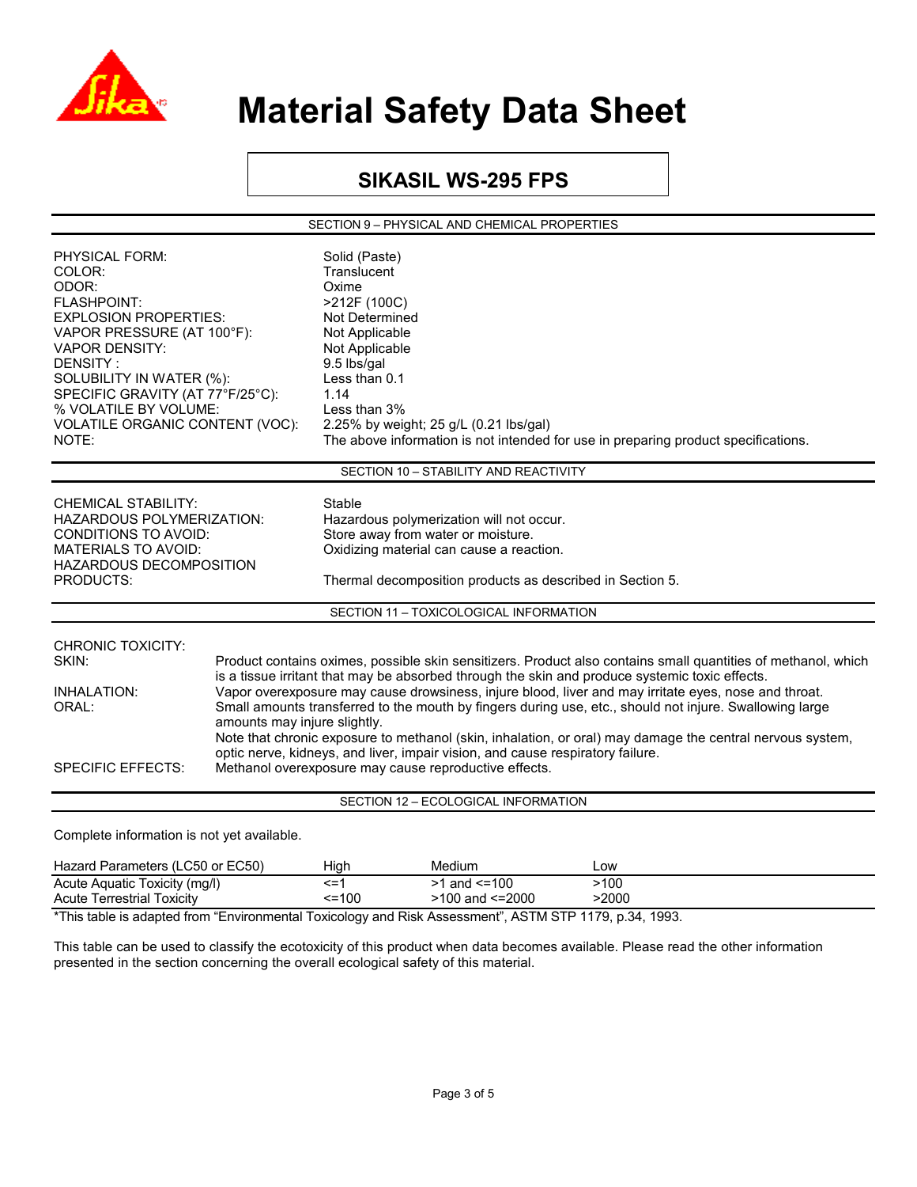# Material Safety Data Sheet

## SIKASIL WS-295 FPS

### SECTION 9 – PHYSICAL AND CHEMICAL PROPERTIES

| | |
|---|---|
| PHYSICAL FORM: | Solid (Paste) |
| COLOR: | Translucent |
| ODOR: | Oxime |
| FLASHPOINT: | >212F (100C) |
| EXPLOSION PROPERTIES: | Not Determined |
| VAPOR PRESSURE (AT 100°F): | Not Applicable |
| VAPOR DENSITY: | Not Applicable |
| DENSITY : | 9.5 lbs/gal |
| SOLUBILITY IN WATER (%): | Less than 0.1 |
| SPECIFIC GRAVITY (AT 77°F/25°C): | 1.14 |
| % VOLATILE BY VOLUME: | Less than 3% |
| VOLATILE ORGANIC CONTENT (VOC): | 2.25% by weight; 25 g/L (0.21 lbs/gal) |
| NOTE: | The above information is not intended for use in preparing product specifications. |

### SECTION 10 – STABILITY AND REACTIVITY

| | |
|---|---|
| CHEMICAL STABILITY: | Stable |
| HAZARDOUS POLYMERIZATION: | Hazardous polymerization will not occur. |
| CONDITIONS TO AVOID: | Store away from water or moisture. |
| MATERIALS TO AVOID: | Oxidizing material can cause a reaction. |
| HAZARDOUS DECOMPOSITION PRODUCTS: | Thermal decomposition products as described in Section 5. |

### SECTION 11 – TOXICOLOGICAL INFORMATION

CHRONIC TOXICITY:

| | |
|---|---|
| SKIN: | Product contains oximes, possible skin sensitizers. Product also contains small quantities of methanol, which is a tissue irritant that may be absorbed through the skin and produce systemic toxic effects. |
| INHALATION: | Vapor overexposure may cause drowsiness, injure blood, liver and may irritate eyes, nose and throat. |
| ORAL: | Small amounts transferred to the mouth by fingers during use, etc., should not injure. Swallowing large amounts may injure slightly. Note that chronic exposure to methanol (skin, inhalation, or oral) may damage the central nervous system, optic nerve, kidneys, and liver, impair vision, and cause respiratory failure. |
| SPECIFIC EFFECTS: | Methanol overexposure may cause reproductive effects. |

### SECTION 12 – ECOLOGICAL INFORMATION

Complete information is not yet available.

| Hazard Parameters (LC50 or EC50) | High | Medium | Low |
|---|---|---|---|
| Acute Aquatic Toxicity (mg/l) | <=1 | >1 and <=100 | >100 |
| Acute Terrestrial Toxicity | <=100 | >100 and <=2000 | >2000 |

*This table is adapted from "Environmental Toxicology and Risk Assessment", ASTM STP 1179, p.34, 1993.

This table can be used to classify the ecotoxicity of this product when data becomes available. Please read the other information presented in the section concerning the overall ecological safety of this material.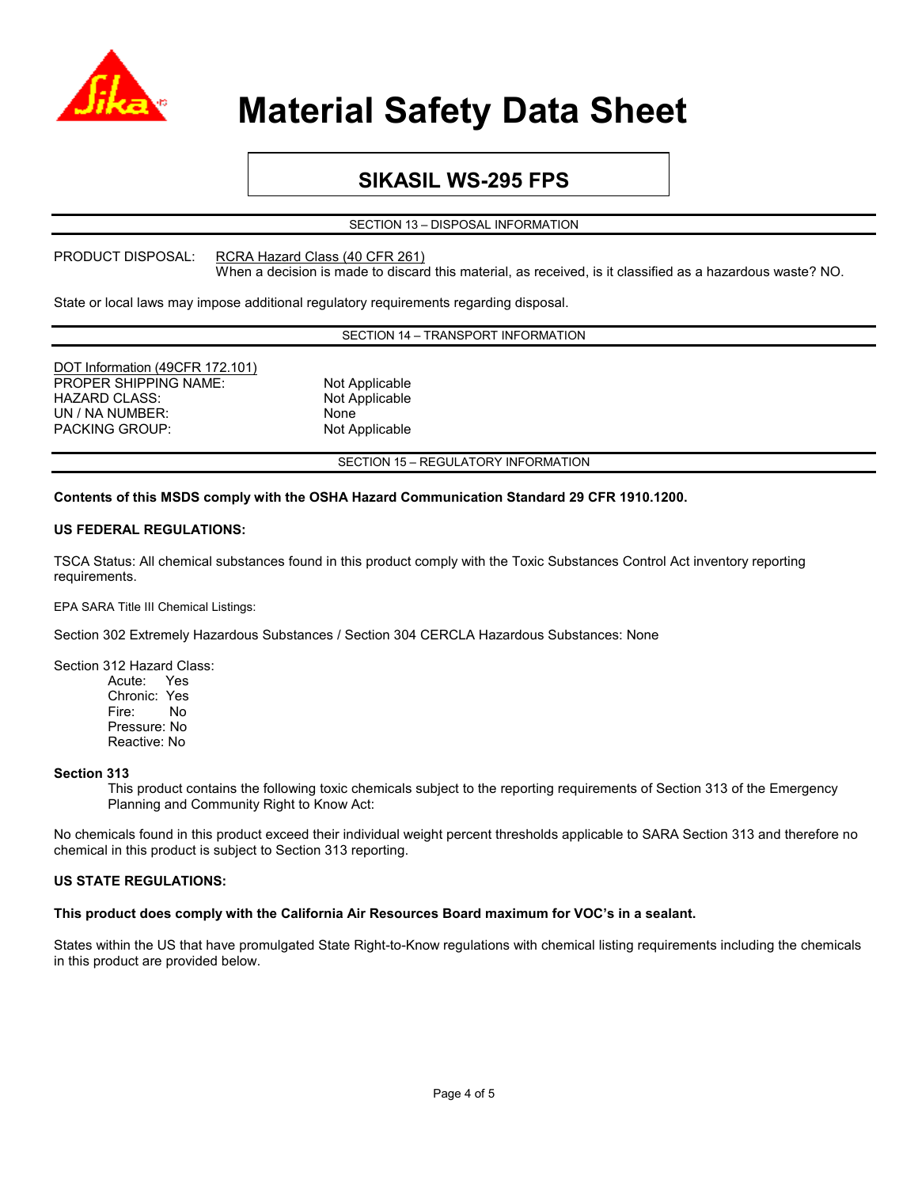# Material Safety Data Sheet

## SIKASIL WS-295 FPS

### SECTION 13 – DISPOSAL INFORMATION

PRODUCT DISPOSAL: RCRA Hazard Class (40 CFR 261)
When a decision is made to discard this material, as received, is it classified as a hazardous waste? NO.

State or local laws may impose additional regulatory requirements regarding disposal.

### SECTION 14 – TRANSPORT INFORMATION

DOT Information (49CFR 172.101)

| | |
|---|---|
| PROPER SHIPPING NAME: | Not Applicable |
| HAZARD CLASS: | Not Applicable |
| UN / NA NUMBER: | None |
| PACKING GROUP: | Not Applicable |

### SECTION 15 – REGULATORY INFORMATION

**Contents of this MSDS comply with the OSHA Hazard Communication Standard 29 CFR 1910.1200.**

**US FEDERAL REGULATIONS:**

TSCA Status: All chemical substances found in this product comply with the Toxic Substances Control Act inventory reporting requirements.

EPA SARA Title III Chemical Listings:

Section 302 Extremely Hazardous Substances / Section 304 CERCLA Hazardous Substances: None

Section 312 Hazard Class:

- Acute: Yes
- Chronic: Yes
- Fire: No
- Pressure: No
- Reactive: No

**Section 313**

This product contains the following toxic chemicals subject to the reporting requirements of Section 313 of the Emergency Planning and Community Right to Know Act:

No chemicals found in this product exceed their individual weight percent thresholds applicable to SARA Section 313 and therefore no chemical in this product is subject to Section 313 reporting.

**US STATE REGULATIONS:**

**This product does comply with the California Air Resources Board maximum for VOC's in a sealant.**

States within the US that have promulgated State Right-to-Know regulations with chemical listing requirements including the chemicals in this product are provided below.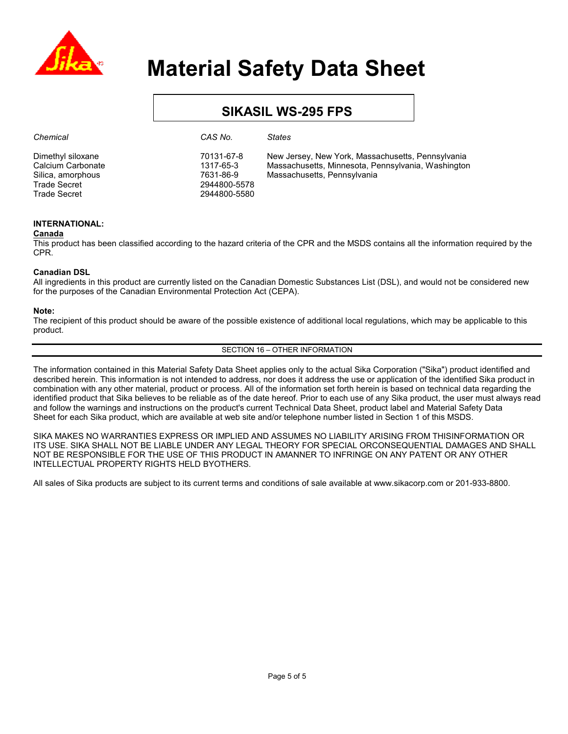# Material Safety Data Sheet

## SIKASIL WS-295 FPS

| *Chemical* | *CAS No.* | *States* |
|---|---|---|
| Dimethyl siloxane | 70131-67-8 | New Jersey, New York, Massachusetts, Pennsylvania |
| Calcium Carbonate | 1317-65-3 | Massachusetts, Minnesota, Pennsylvania, Washington |
| Silica, amorphous | 7631-86-9 | Massachusetts, Pennsylvania |
| Trade Secret | 2944800-5578 | |
| Trade Secret | 2944800-5580 | |

**INTERNATIONAL:**

**Canada**

This product has been classified according to the hazard criteria of the CPR and the MSDS contains all the information required by the CPR.

**Canadian DSL**

All ingredients in this product are currently listed on the Canadian Domestic Substances List (DSL), and would not be considered new for the purposes of the Canadian Environmental Protection Act (CEPA).

**Note:**

The recipient of this product should be aware of the possible existence of additional local regulations, which may be applicable to this product.

### SECTION 16 – OTHER INFORMATION

The information contained in this Material Safety Data Sheet applies only to the actual Sika Corporation ("Sika") product identified and described herein. This information is not intended to address, nor does it address the use or application of the identified Sika product in combination with any other material, product or process. All of the information set forth herein is based on technical data regarding the identified product that Sika believes to be reliable as of the date hereof. Prior to each use of any Sika product, the user must always read and follow the warnings and instructions on the product's current Technical Data Sheet, product label and Material Safety Data Sheet for each Sika product, which are available at web site and/or telephone number listed in Section 1 of this MSDS.

SIKA MAKES NO WARRANTIES EXPRESS OR IMPLIED AND ASSUMES NO LIABILITY ARISING FROM THISINFORMATION OR ITS USE. SIKA SHALL NOT BE LIABLE UNDER ANY LEGAL THEORY FOR SPECIAL ORCONSEQUENTIAL DAMAGES AND SHALL NOT BE RESPONSIBLE FOR THE USE OF THIS PRODUCT IN AMANNER TO INFRINGE ON ANY PATENT OR ANY OTHER INTELLECTUAL PROPERTY RIGHTS HELD BYOTHERS.

All sales of Sika products are subject to its current terms and conditions of sale available at www.sikacorp.com or 201-933-8800.